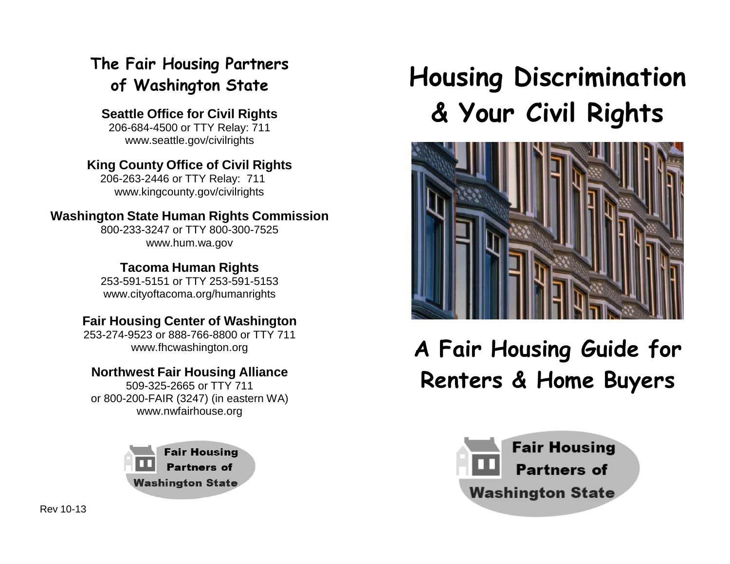## The Fair Housing Partners of Washington State

**Seattle Office for Civil Rights**
206-684-4500 or TTY Relay: 711
www.seattle.gov/civilrights

**King County Office of Civil Rights**
206-263-2446 or TTY Relay: 711
www.kingcounty.gov/civilrights

**Washington State Human Rights Commission**
800-233-3247 or TTY 800-300-7525
www.hum.wa.gov

**Tacoma Human Rights**
253-591-5151 or TTY 253-591-5153
www.cityoftacoma.org/humanrights

**Fair Housing Center of Washington**
253-274-9523 or 888-766-8800 or TTY 711
www.fhcwashington.org

**Northwest Fair Housing Alliance**
509-325-2665 or TTY 711
or 800-200-FAIR (3247) (in eastern WA)
www.nwfairhouse.org

Fair Housing Partners of Washington State

Rev 10-13

# Housing Discrimination & Your Civil Rights

## A Fair Housing Guide for Renters & Home Buyers

Fair Housing Partners of Washington State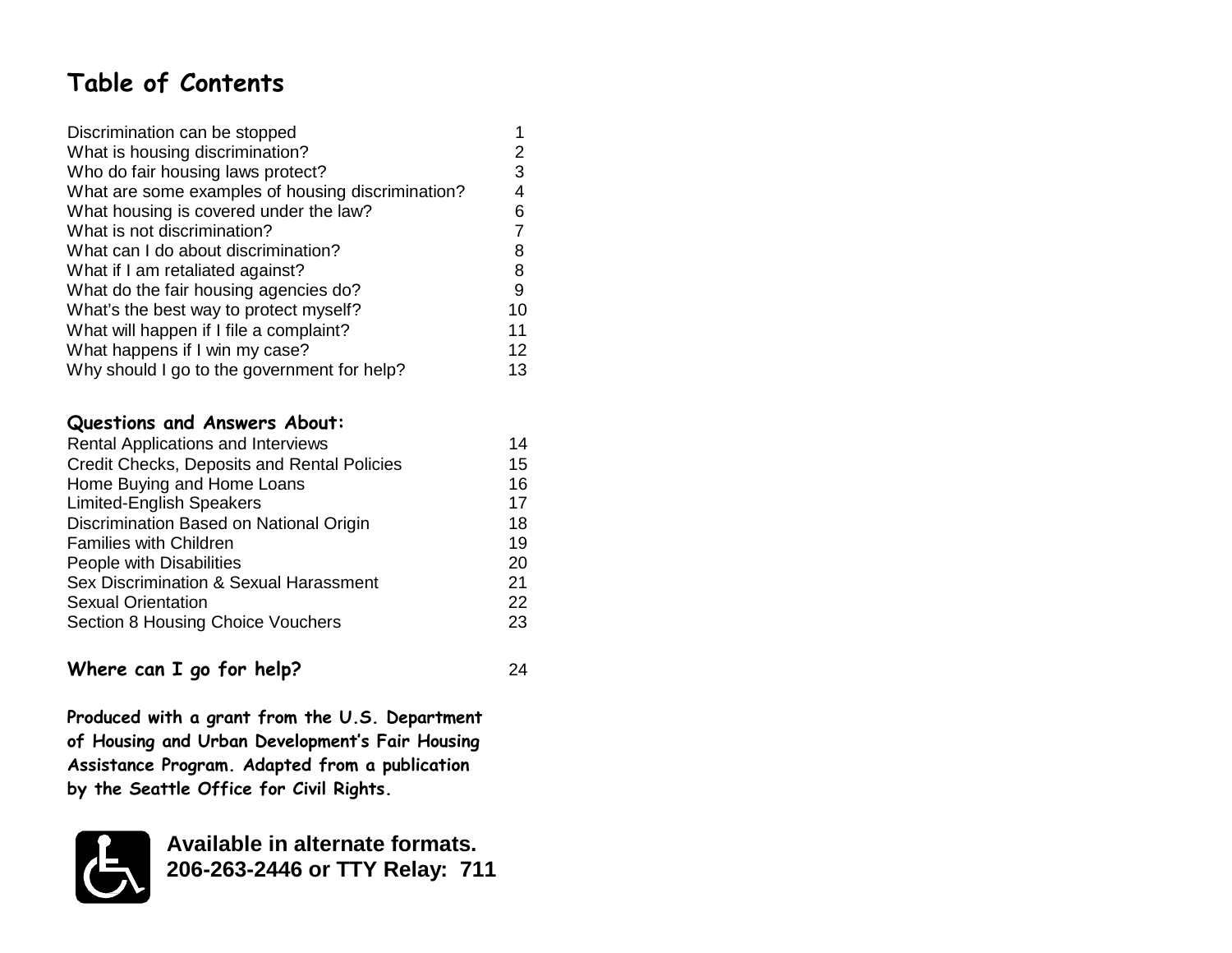# Table of Contents

| | |
|---|---|
| Discrimination can be stopped | 1 |
| What is housing discrimination? | 2 |
| Who do fair housing laws protect? | 3 |
| What are some examples of housing discrimination? | 4 |
| What housing is covered under the law? | 6 |
| What is not discrimination? | 7 |
| What can I do about discrimination? | 8 |
| What if I am retaliated against? | 8 |
| What do the fair housing agencies do? | 9 |
| What's the best way to protect myself? | 10 |
| What will happen if I file a complaint? | 11 |
| What happens if I win my case? | 12 |
| Why should I go to the government for help? | 13 |

## Questions and Answers About:

| | |
|---|---|
| Rental Applications and Interviews | 14 |
| Credit Checks, Deposits and Rental Policies | 15 |
| Home Buying and Home Loans | 16 |
| Limited-English Speakers | 17 |
| Discrimination Based on National Origin | 18 |
| Families with Children | 19 |
| People with Disabilities | 20 |
| Sex Discrimination & Sexual Harassment | 21 |
| Sexual Orientation | 22 |
| Section 8 Housing Choice Vouchers | 23 |

## Where can I go for help? 24

**Produced with a grant from the U.S. Department of Housing and Urban Development's Fair Housing Assistance Program. Adapted from a publication by the Seattle Office for Civil Rights.**

**Available in alternate formats.**
**206-263-2446 or TTY Relay: 711**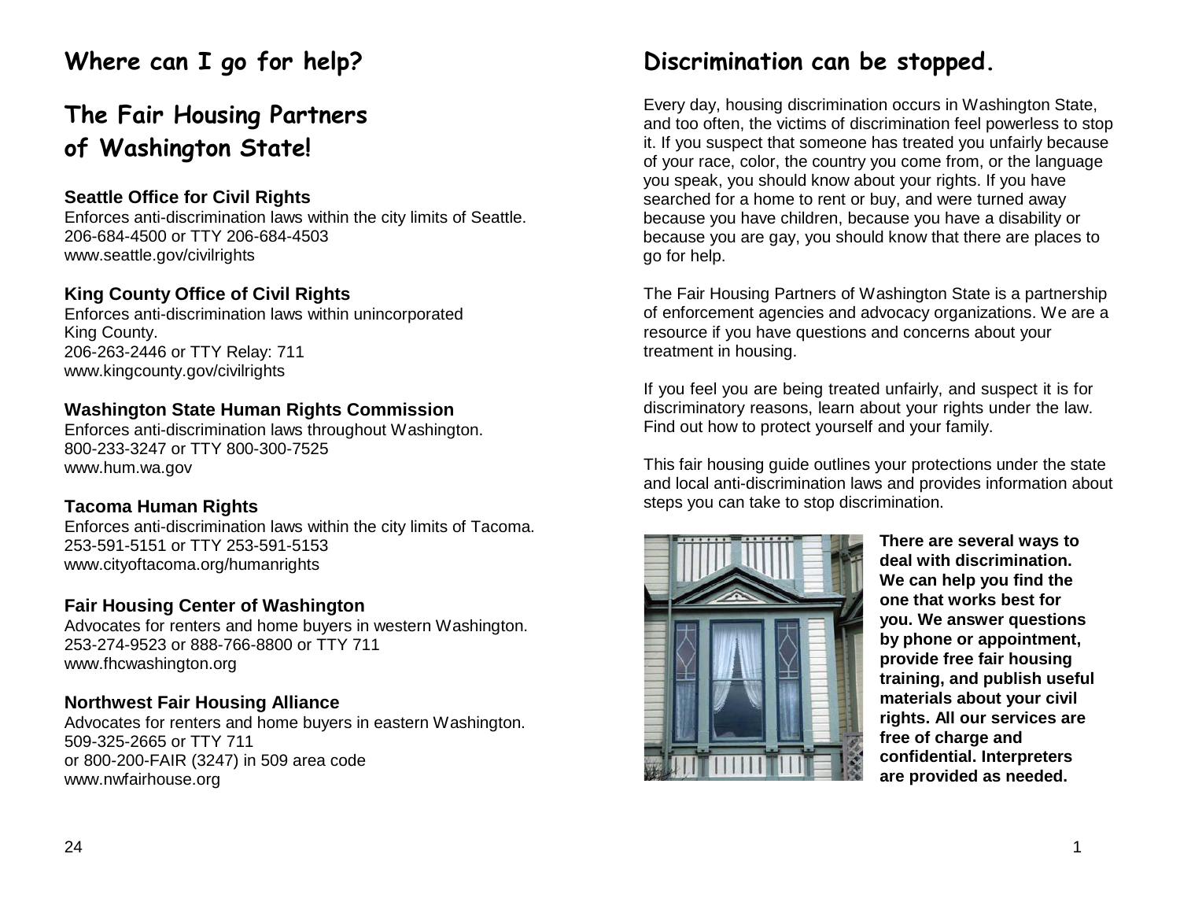## Where can I go for help?

## The Fair Housing Partners of Washington State!

**Seattle Office for Civil Rights**
Enforces anti-discrimination laws within the city limits of Seattle.
206-684-4500 or TTY 206-684-4503
www.seattle.gov/civilrights

**King County Office of Civil Rights**
Enforces anti-discrimination laws within unincorporated King County.
206-263-2446 or TTY Relay: 711
www.kingcounty.gov/civilrights

**Washington State Human Rights Commission**
Enforces anti-discrimination laws throughout Washington.
800-233-3247 or TTY 800-300-7525
www.hum.wa.gov

**Tacoma Human Rights**
Enforces anti-discrimination laws within the city limits of Tacoma.
253-591-5151 or TTY 253-591-5153
www.cityoftacoma.org/humanrights

**Fair Housing Center of Washington**
Advocates for renters and home buyers in western Washington.
253-274-9523 or 888-766-8800 or TTY 711
www.fhcwashington.org

**Northwest Fair Housing Alliance**
Advocates for renters and home buyers in eastern Washington.
509-325-2665 or TTY 711
or 800-200-FAIR (3247) in 509 area code
www.nwfairhouse.org

## Discrimination can be stopped.

Every day, housing discrimination occurs in Washington State, and too often, the victims of discrimination feel powerless to stop it. If you suspect that someone has treated you unfairly because of your race, color, the country you come from, or the language you speak, you should know about your rights. If you have searched for a home to rent or buy, and were turned away because you have children, because you have a disability or because you are gay, you should know that there are places to go for help.

The Fair Housing Partners of Washington State is a partnership of enforcement agencies and advocacy organizations. We are a resource if you have questions and concerns about your treatment in housing.

If you feel you are being treated unfairly, and suspect it is for discriminatory reasons, learn about your rights under the law. Find out how to protect yourself and your family.

This fair housing guide outlines your protections under the state and local anti-discrimination laws and provides information about steps you can take to stop discrimination.

**There are several ways to deal with discrimination. We can help you find the one that works best for you. We answer questions by phone or appointment, provide free fair housing training, and publish useful materials about your civil rights. All our services are free of charge and confidential. Interpreters are provided as needed.**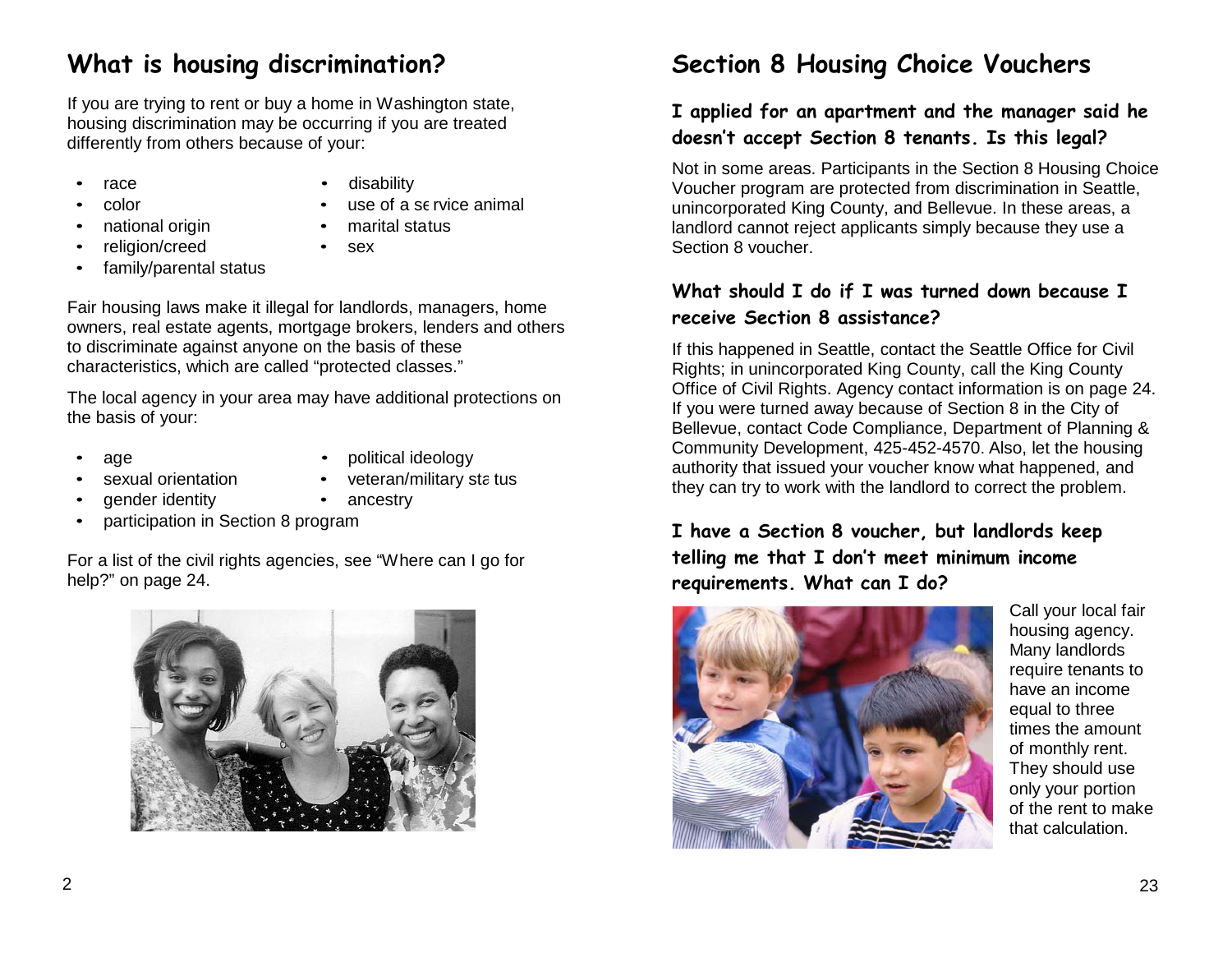## What is housing discrimination?

If you are trying to rent or buy a home in Washington state, housing discrimination may be occurring if you are treated differently from others because of your:

- race
- color
- national origin
- religion/creed
- family/parental status
- disability
- use of a service animal
- marital status
- sex

Fair housing laws make it illegal for landlords, managers, home owners, real estate agents, mortgage brokers, lenders and others to discriminate against anyone on the basis of these characteristics, which are called "protected classes."

The local agency in your area may have additional protections on the basis of your:

- age
- sexual orientation
- gender identity
- participation in Section 8 program
- political ideology
- veteran/military status
- ancestry

For a list of the civil rights agencies, see "Where can I go for help?" on page 24.

## Section 8 Housing Choice Vouchers

### I applied for an apartment and the manager said he doesn't accept Section 8 tenants. Is this legal?

Not in some areas. Participants in the Section 8 Housing Choice Voucher program are protected from discrimination in Seattle, unincorporated King County, and Bellevue. In these areas, a landlord cannot reject applicants simply because they use a Section 8 voucher.

### What should I do if I was turned down because I receive Section 8 assistance?

If this happened in Seattle, contact the Seattle Office for Civil Rights; in unincorporated King County, call the King County Office of Civil Rights. Agency contact information is on page 24. If you were turned away because of Section 8 in the City of Bellevue, contact Code Compliance, Department of Planning & Community Development, 425-452-4570. Also, let the housing authority that issued your voucher know what happened, and they can try to work with the landlord to correct the problem.

### I have a Section 8 voucher, but landlords keep telling me that I don't meet minimum income requirements. What can I do?

Call your local fair housing agency. Many landlords require tenants to have an income equal to three times the amount of monthly rent. They should use only your portion of the rent to make that calculation.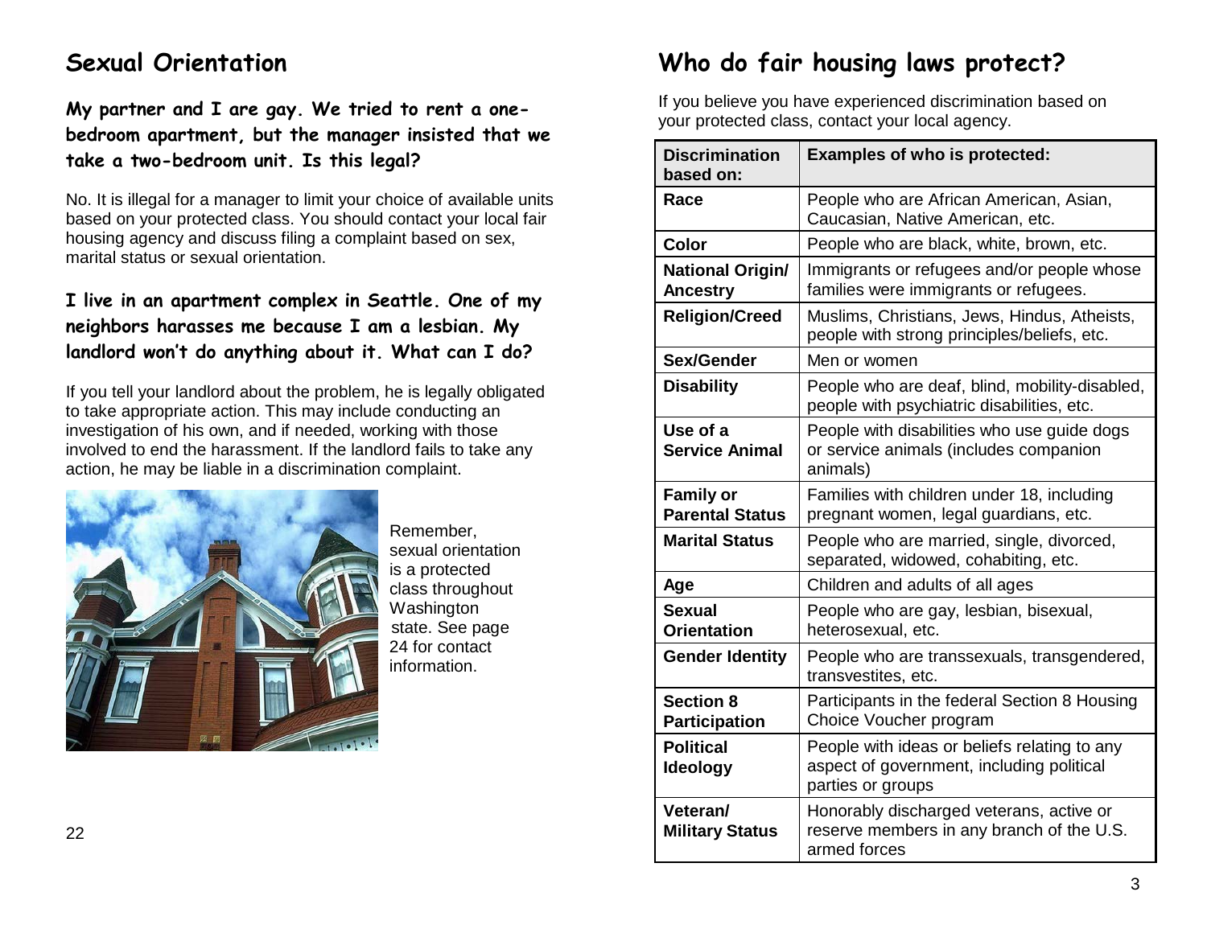## Sexual Orientation

**My partner and I are gay. We tried to rent a one-bedroom apartment, but the manager insisted that we take a two-bedroom unit. Is this legal?**

No. It is illegal for a manager to limit your choice of available units based on your protected class. You should contact your local fair housing agency and discuss filing a complaint based on sex, marital status or sexual orientation.

**I live in an apartment complex in Seattle. One of my neighbors harasses me because I am a lesbian. My landlord won't do anything about it. What can I do?**

If you tell your landlord about the problem, he is legally obligated to take appropriate action. This may include conducting an investigation of his own, and if needed, working with those involved to end the harassment. If the landlord fails to take any action, he may be liable in a discrimination complaint.

Remember, sexual orientation is a protected class throughout Washington state. See page 24 for contact information.

## Who do fair housing laws protect?

If you believe you have experienced discrimination based on your protected class, contact your local agency.

| Discrimination based on: | Examples of who is protected: |
|---|---|
| **Race** | People who are African American, Asian, Caucasian, Native American, etc. |
| **Color** | People who are black, white, brown, etc. |
| **National Origin/ Ancestry** | Immigrants or refugees and/or people whose families were immigrants or refugees. |
| **Religion/Creed** | Muslims, Christians, Jews, Hindus, Atheists, people with strong principles/beliefs, etc. |
| **Sex/Gender** | Men or women |
| **Disability** | People who are deaf, blind, mobility-disabled, people with psychiatric disabilities, etc. |
| **Use of a Service Animal** | People with disabilities who use guide dogs or service animals (includes companion animals) |
| **Family or Parental Status** | Families with children under 18, including pregnant women, legal guardians, etc. |
| **Marital Status** | People who are married, single, divorced, separated, widowed, cohabiting, etc. |
| **Age** | Children and adults of all ages |
| **Sexual Orientation** | People who are gay, lesbian, bisexual, heterosexual, etc. |
| **Gender Identity** | People who are transsexuals, transgendered, transvestites, etc. |
| **Section 8 Participation** | Participants in the federal Section 8 Housing Choice Voucher program |
| **Political Ideology** | People with ideas or beliefs relating to any aspect of government, including political parties or groups |
| **Veteran/ Military Status** | Honorably discharged veterans, active or reserve members in any branch of the U.S. armed forces |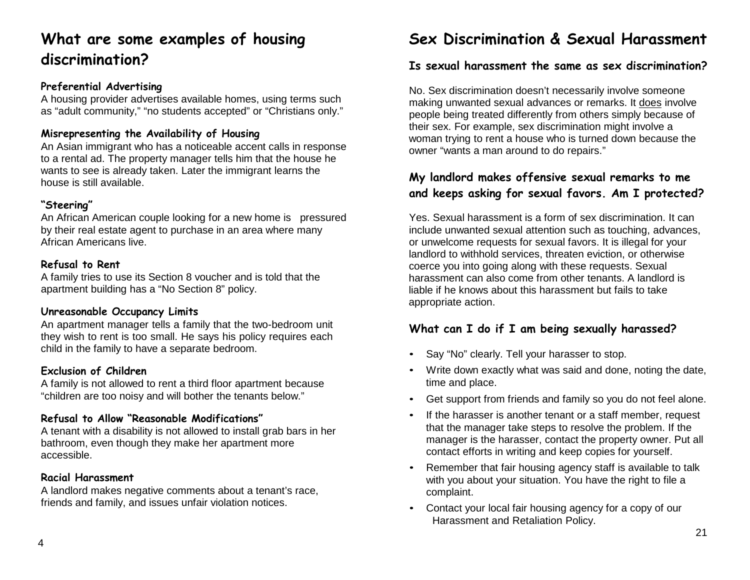## What are some examples of housing discrimination?

### Preferential Advertising

A housing provider advertises available homes, using terms such as "adult community," "no students accepted" or "Christians only."

### Misrepresenting the Availability of Housing

An Asian immigrant who has a noticeable accent calls in response to a rental ad. The property manager tells him that the house he wants to see is already taken. Later the immigrant learns the house is still available.

### "Steering"

An African American couple looking for a new home is pressured by their real estate agent to purchase in an area where many African Americans live.

### Refusal to Rent

A family tries to use its Section 8 voucher and is told that the apartment building has a "No Section 8" policy.

### Unreasonable Occupancy Limits

An apartment manager tells a family that the two-bedroom unit they wish to rent is too small. He says his policy requires each child in the family to have a separate bedroom.

### Exclusion of Children

A family is not allowed to rent a third floor apartment because "children are too noisy and will bother the tenants below."

### Refusal to Allow "Reasonable Modifications"

A tenant with a disability is not allowed to install grab bars in her bathroom, even though they make her apartment more accessible.

### Racial Harassment

A landlord makes negative comments about a tenant's race, friends and family, and issues unfair violation notices.

## Sex Discrimination & Sexual Harassment

### Is sexual harassment the same as sex discrimination?

No. Sex discrimination doesn't necessarily involve someone making unwanted sexual advances or remarks. It does involve people being treated differently from others simply because of their sex. For example, sex discrimination might involve a woman trying to rent a house who is turned down because the owner "wants a man around to do repairs."

### My landlord makes offensive sexual remarks to me and keeps asking for sexual favors. Am I protected?

Yes. Sexual harassment is a form of sex discrimination. It can include unwanted sexual attention such as touching, advances, or unwelcome requests for sexual favors. It is illegal for your landlord to withhold services, threaten eviction, or otherwise coerce you into going along with these requests. Sexual harassment can also come from other tenants. A landlord is liable if he knows about this harassment but fails to take appropriate action.

### What can I do if I am being sexually harassed?

- Say "No" clearly. Tell your harasser to stop.
- Write down exactly what was said and done, noting the date, time and place.
- Get support from friends and family so you do not feel alone.
- If the harasser is another tenant or a staff member, request that the manager take steps to resolve the problem. If the manager is the harasser, contact the property owner. Put all contact efforts in writing and keep copies for yourself.
- Remember that fair housing agency staff is available to talk with you about your situation. You have the right to file a complaint.
- Contact your local fair housing agency for a copy of our Harassment and Retaliation Policy.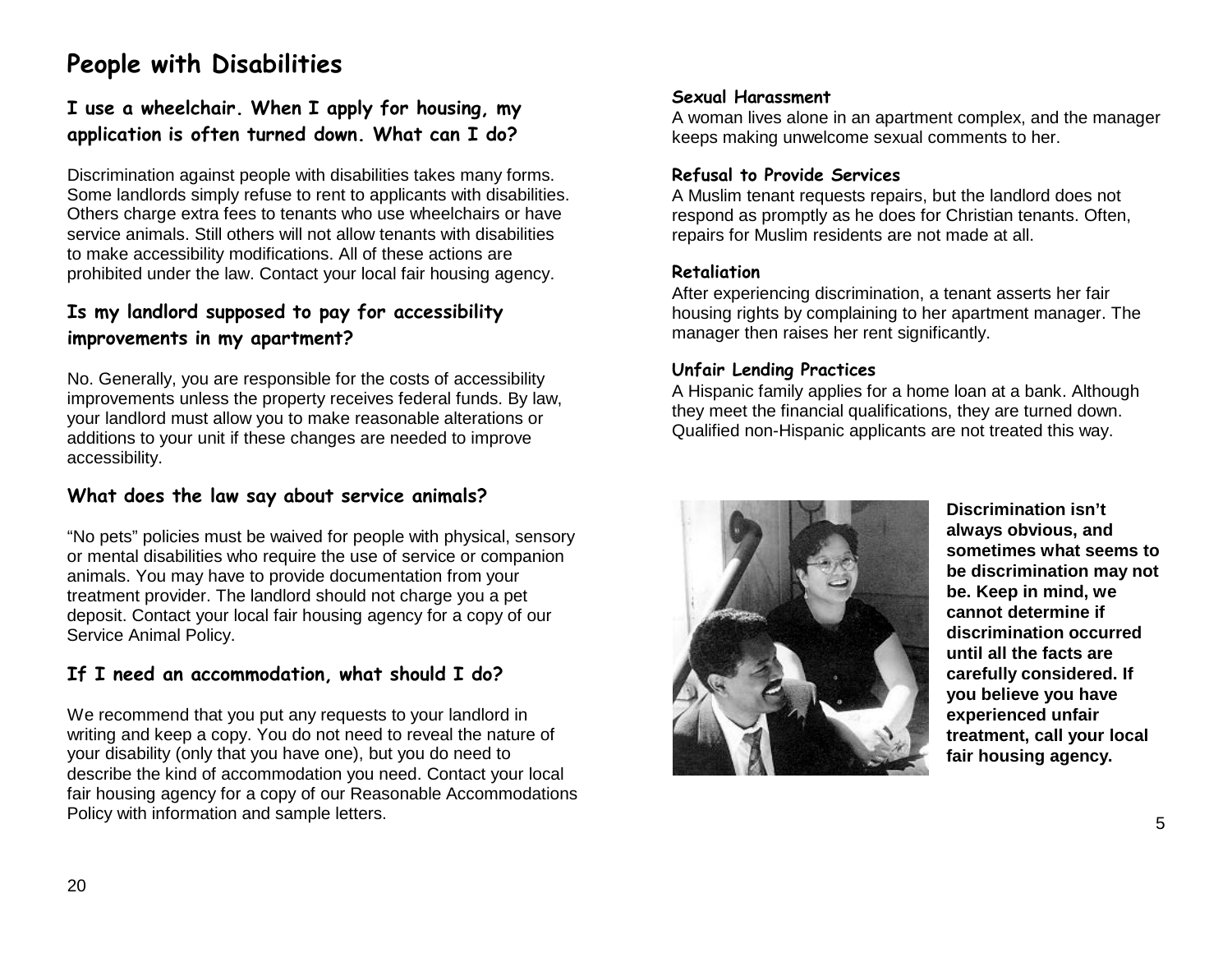# People with Disabilities

### I use a wheelchair. When I apply for housing, my application is often turned down. What can I do?

Discrimination against people with disabilities takes many forms. Some landlords simply refuse to rent to applicants with disabilities. Others charge extra fees to tenants who use wheelchairs or have service animals. Still others will not allow tenants with disabilities to make accessibility modifications. All of these actions are prohibited under the law. Contact your local fair housing agency.

### Is my landlord supposed to pay for accessibility improvements in my apartment?

No. Generally, you are responsible for the costs of accessibility improvements unless the property receives federal funds. By law, your landlord must allow you to make reasonable alterations or additions to your unit if these changes are needed to improve accessibility.

### What does the law say about service animals?

"No pets" policies must be waived for people with physical, sensory or mental disabilities who require the use of service or companion animals. You may have to provide documentation from your treatment provider. The landlord should not charge you a pet deposit. Contact your local fair housing agency for a copy of our Service Animal Policy.

### If I need an accommodation, what should I do?

We recommend that you put any requests to your landlord in writing and keep a copy. You do not need to reveal the nature of your disability (only that you have one), but you do need to describe the kind of accommodation you need. Contact your local fair housing agency for a copy of our Reasonable Accommodations Policy with information and sample letters.

**Sexual Harassment**

A woman lives alone in an apartment complex, and the manager keeps making unwelcome sexual comments to her.

**Refusal to Provide Services**

A Muslim tenant requests repairs, but the landlord does not respond as promptly as he does for Christian tenants. Often, repairs for Muslim residents are not made at all.

**Retaliation**

After experiencing discrimination, a tenant asserts her fair housing rights by complaining to her apartment manager. The manager then raises her rent significantly.

**Unfair Lending Practices**

A Hispanic family applies for a home loan at a bank. Although they meet the financial qualifications, they are turned down. Qualified non-Hispanic applicants are not treated this way.

**Discrimination isn't always obvious, and sometimes what seems to be discrimination may not be. Keep in mind, we cannot determine if discrimination occurred until all the facts are carefully considered. If you believe you have experienced unfair treatment, call your local fair housing agency.**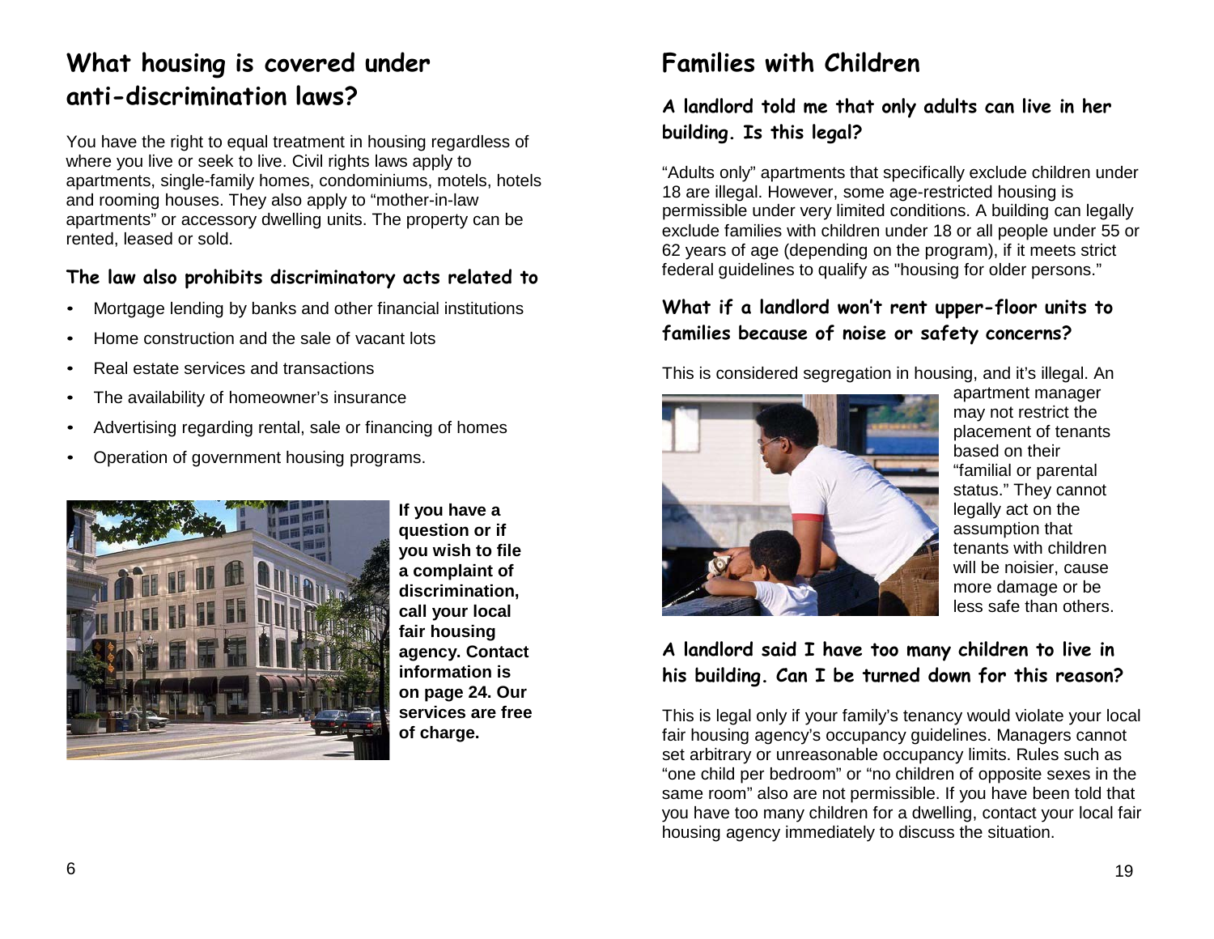## What housing is covered under anti-discrimination laws?

You have the right to equal treatment in housing regardless of where you live or seek to live. Civil rights laws apply to apartments, single-family homes, condominiums, motels, hotels and rooming houses. They also apply to "mother-in-law apartments" or accessory dwelling units. The property can be rented, leased or sold.

### The law also prohibits discriminatory acts related to

- Mortgage lending by banks and other financial institutions
- Home construction and the sale of vacant lots
- Real estate services and transactions
- The availability of homeowner's insurance
- Advertising regarding rental, sale or financing of homes
- Operation of government housing programs.

**If you have a question or if you wish to file a complaint of discrimination, call your local fair housing agency. Contact information is on page 24. Our services are free of charge.**

## Families with Children

### A landlord told me that only adults can live in her building. Is this legal?

"Adults only" apartments that specifically exclude children under 18 are illegal. However, some age-restricted housing is permissible under very limited conditions. A building can legally exclude families with children under 18 or all people under 55 or 62 years of age (depending on the program), if it meets strict federal guidelines to qualify as "housing for older persons."

### What if a landlord won't rent upper-floor units to families because of noise or safety concerns?

This is considered segregation in housing, and it's illegal. An apartment manager may not restrict the placement of tenants based on their "familial or parental status." They cannot legally act on the assumption that tenants with children will be noisier, cause more damage or be less safe than others.

### A landlord said I have too many children to live in his building. Can I be turned down for this reason?

This is legal only if your family's tenancy would violate your local fair housing agency's occupancy guidelines. Managers cannot set arbitrary or unreasonable occupancy limits. Rules such as "one child per bedroom" or "no children of opposite sexes in the same room" also are not permissible. If you have been told that you have too many children for a dwelling, contact your local fair housing agency immediately to discuss the situation.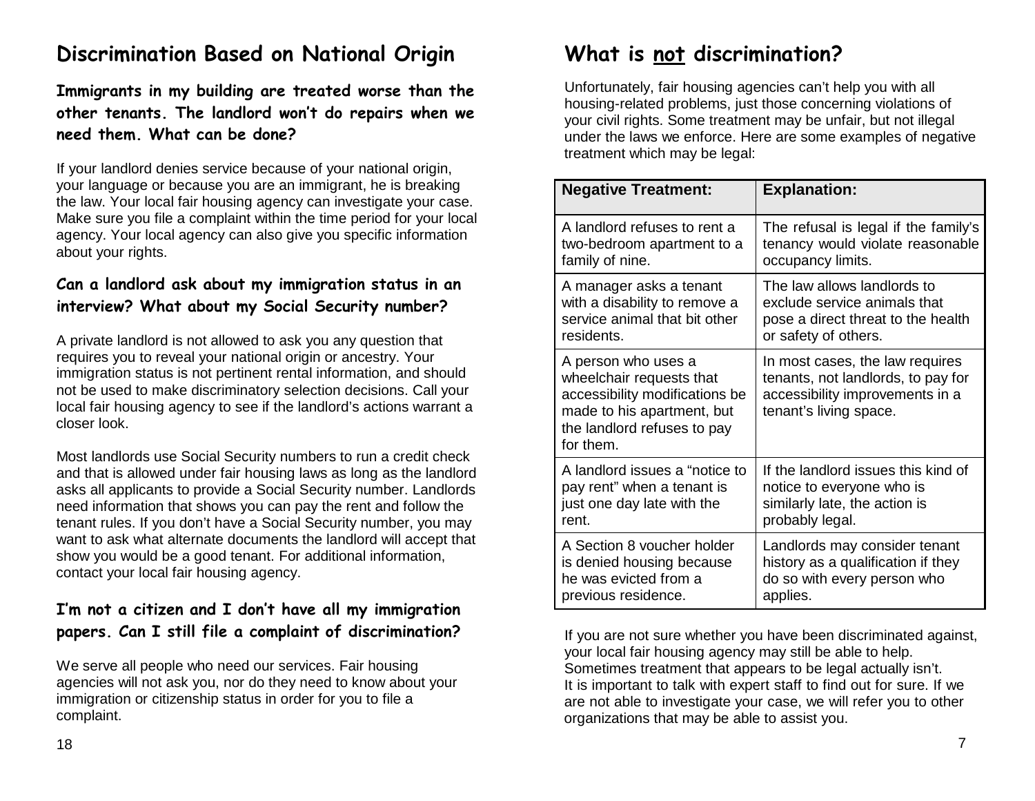## Discrimination Based on National Origin

### Immigrants in my building are treated worse than the other tenants. The landlord won't do repairs when we need them. What can be done?

If your landlord denies service because of your national origin, your language or because you are an immigrant, he is breaking the law. Your local fair housing agency can investigate your case. Make sure you file a complaint within the time period for your local agency. Your local agency can also give you specific information about your rights.

### Can a landlord ask about my immigration status in an interview? What about my Social Security number?

A private landlord is not allowed to ask you any question that requires you to reveal your national origin or ancestry. Your immigration status is not pertinent rental information, and should not be used to make discriminatory selection decisions. Call your local fair housing agency to see if the landlord's actions warrant a closer look.

Most landlords use Social Security numbers to run a credit check and that is allowed under fair housing laws as long as the landlord asks all applicants to provide a Social Security number. Landlords need information that shows you can pay the rent and follow the tenant rules. If you don't have a Social Security number, you may want to ask what alternate documents the landlord will accept that show you would be a good tenant. For additional information, contact your local fair housing agency.

### I'm not a citizen and I don't have all my immigration papers. Can I still file a complaint of discrimination?

We serve all people who need our services. Fair housing agencies will not ask you, nor do they need to know about your immigration or citizenship status in order for you to file a complaint.

## What is not discrimination?

Unfortunately, fair housing agencies can't help you with all housing-related problems, just those concerning violations of your civil rights. Some treatment may be unfair, but not illegal under the laws we enforce. Here are some examples of negative treatment which may be legal:

| Negative Treatment: | Explanation: |
|---|---|
| A landlord refuses to rent a two-bedroom apartment to a family of nine. | The refusal is legal if the family's tenancy would violate reasonable occupancy limits. |
| A manager asks a tenant with a disability to remove a service animal that bit other residents. | The law allows landlords to exclude service animals that pose a direct threat to the health or safety of others. |
| A person who uses a wheelchair requests that accessibility modifications be made to his apartment, but the landlord refuses to pay for them. | In most cases, the law requires tenants, not landlords, to pay for accessibility improvements in a tenant's living space. |
| A landlord issues a "notice to pay rent" when a tenant is just one day late with the rent. | If the landlord issues this kind of notice to everyone who is similarly late, the action is probably legal. |
| A Section 8 voucher holder is denied housing because he was evicted from a previous residence. | Landlords may consider tenant history as a qualification if they do so with every person who applies. |

If you are not sure whether you have been discriminated against, your local fair housing agency may still be able to help. Sometimes treatment that appears to be legal actually isn't. It is important to talk with expert staff to find out for sure. If we are not able to investigate your case, we will refer you to other organizations that may be able to assist you.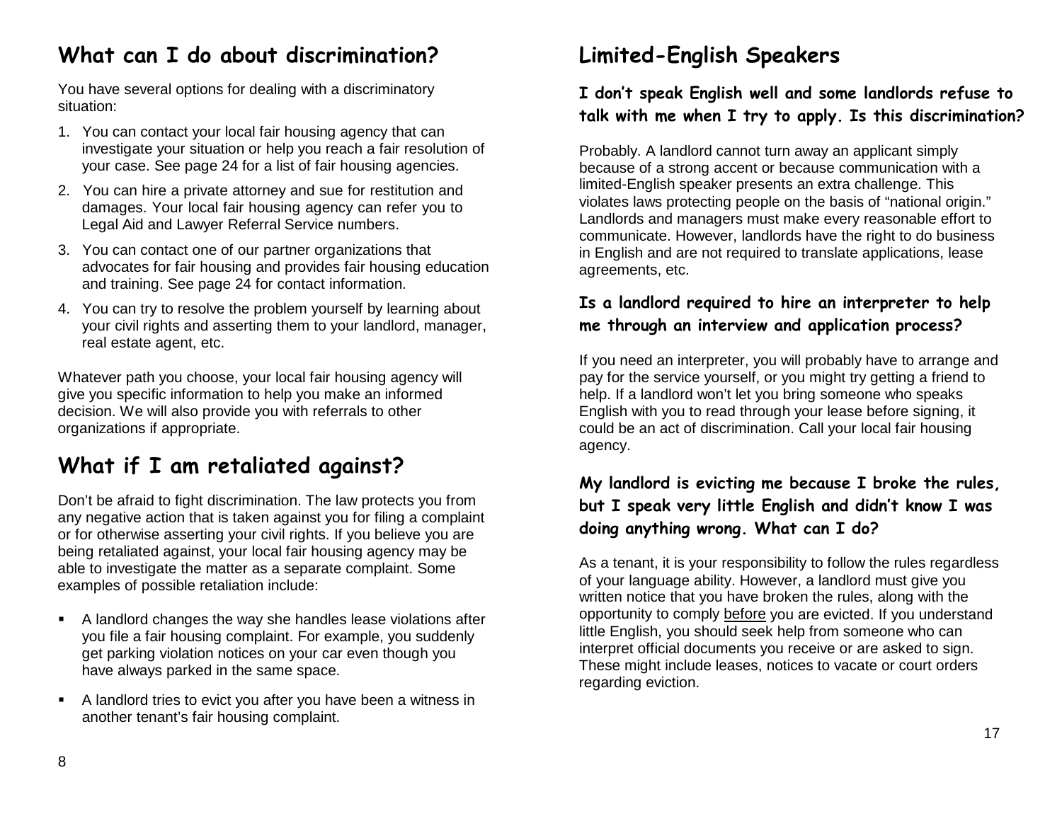## What can I do about discrimination?

You have several options for dealing with a discriminatory situation:

1. You can contact your local fair housing agency that can investigate your situation or help you reach a fair resolution of your case. See page 24 for a list of fair housing agencies.
2. You can hire a private attorney and sue for restitution and damages. Your local fair housing agency can refer you to Legal Aid and Lawyer Referral Service numbers.
3. You can contact one of our partner organizations that advocates for fair housing and provides fair housing education and training. See page 24 for contact information.
4. You can try to resolve the problem yourself by learning about your civil rights and asserting them to your landlord, manager, real estate agent, etc.

Whatever path you choose, your local fair housing agency will give you specific information to help you make an informed decision. We will also provide you with referrals to other organizations if appropriate.

## What if I am retaliated against?

Don't be afraid to fight discrimination. The law protects you from any negative action that is taken against you for filing a complaint or for otherwise asserting your civil rights. If you believe you are being retaliated against, your local fair housing agency may be able to investigate the matter as a separate complaint. Some examples of possible retaliation include:

- A landlord changes the way she handles lease violations after you file a fair housing complaint. For example, you suddenly get parking violation notices on your car even though you have always parked in the same space.
- A landlord tries to evict you after you have been a witness in another tenant's fair housing complaint.

## Limited-English Speakers

### I don't speak English well and some landlords refuse to talk with me when I try to apply. Is this discrimination?

Probably. A landlord cannot turn away an applicant simply because of a strong accent or because communication with a limited-English speaker presents an extra challenge. This violates laws protecting people on the basis of "national origin." Landlords and managers must make every reasonable effort to communicate. However, landlords have the right to do business in English and are not required to translate applications, lease agreements, etc.

### Is a landlord required to hire an interpreter to help me through an interview and application process?

If you need an interpreter, you will probably have to arrange and pay for the service yourself, or you might try getting a friend to help. If a landlord won't let you bring someone who speaks English with you to read through your lease before signing, it could be an act of discrimination. Call your local fair housing agency.

### My landlord is evicting me because I broke the rules, but I speak very little English and didn't know I was doing anything wrong. What can I do?

As a tenant, it is your responsibility to follow the rules regardless of your language ability. However, a landlord must give you written notice that you have broken the rules, along with the opportunity to comply before you are evicted. If you understand little English, you should seek help from someone who can interpret official documents you receive or are asked to sign. These might include leases, notices to vacate or court orders regarding eviction.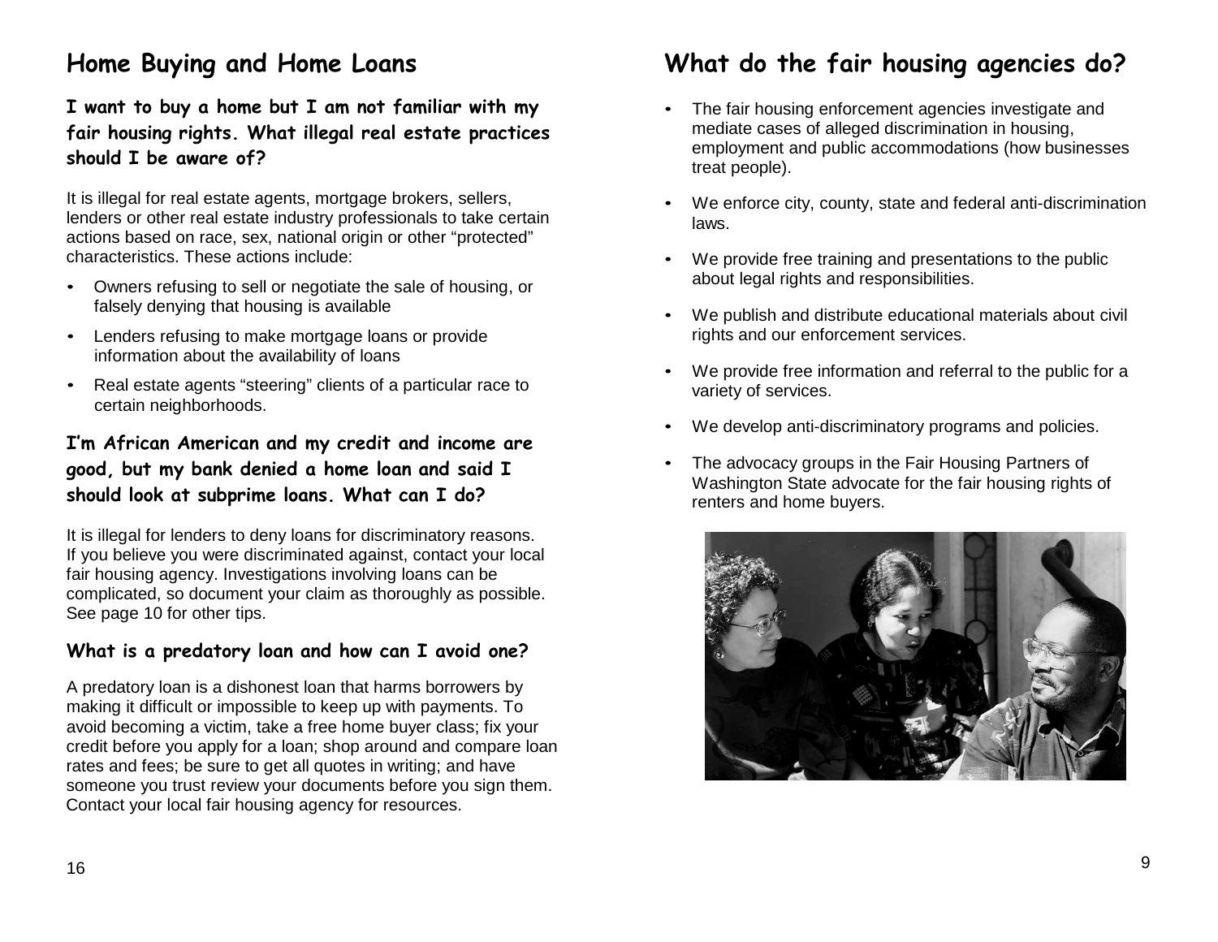## Home Buying and Home Loans

**I want to buy a home but I am not familiar with my fair housing rights. What illegal real estate practices should I be aware of?**

It is illegal for real estate agents, mortgage brokers, sellers, lenders or other real estate industry professionals to take certain actions based on race, sex, national origin or other "protected" characteristics. These actions include:

- Owners refusing to sell or negotiate the sale of housing, or falsely denying that housing is available
- Lenders refusing to make mortgage loans or provide information about the availability of loans
- Real estate agents "steering" clients of a particular race to certain neighborhoods.

**I'm African American and my credit and income are good, but my bank denied a home loan and said I should look at subprime loans. What can I do?**

It is illegal for lenders to deny loans for discriminatory reasons. If you believe you were discriminated against, contact your local fair housing agency. Investigations involving loans can be complicated, so document your claim as thoroughly as possible. See page 10 for other tips.

**What is a predatory loan and how can I avoid one?**

A predatory loan is a dishonest loan that harms borrowers by making it difficult or impossible to keep up with payments. To avoid becoming a victim, take a free home buyer class; fix your credit before you apply for a loan; shop around and compare loan rates and fees; be sure to get all quotes in writing; and have someone you trust review your documents before you sign them. Contact your local fair housing agency for resources.

## What do the fair housing agencies do?

- The fair housing enforcement agencies investigate and mediate cases of alleged discrimination in housing, employment and public accommodations (how businesses treat people).
- We enforce city, county, state and federal anti-discrimination laws.
- We provide free training and presentations to the public about legal rights and responsibilities.
- We publish and distribute educational materials about civil rights and our enforcement services.
- We provide free information and referral to the public for a variety of services.
- We develop anti-discriminatory programs and policies.
- The advocacy groups in the Fair Housing Partners of Washington State advocate for the fair housing rights of renters and home buyers.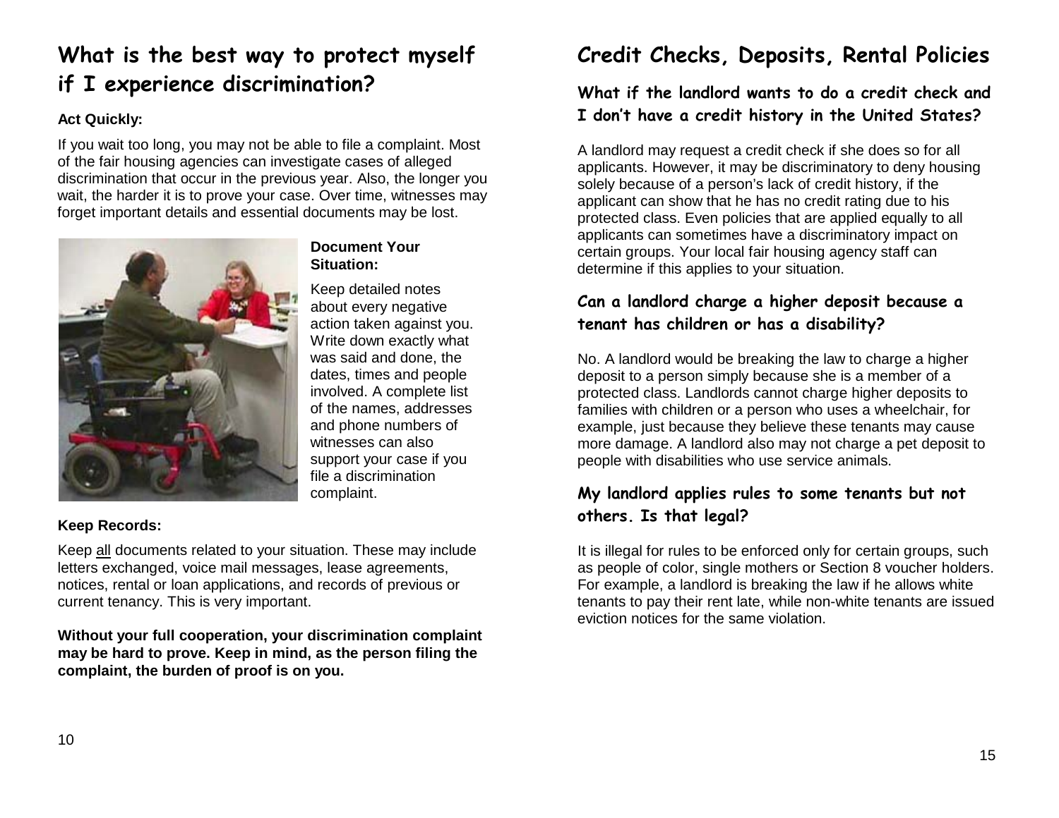## What is the best way to protect myself if I experience discrimination?

**Act Quickly:**

If you wait too long, you may not be able to file a complaint. Most of the fair housing agencies can investigate cases of alleged discrimination that occur in the previous year. Also, the longer you wait, the harder it is to prove your case. Over time, witnesses may forget important details and essential documents may be lost.

**Document Your Situation:**

Keep detailed notes about every negative action taken against you. Write down exactly what was said and done, the dates, times and people involved. A complete list of the names, addresses and phone numbers of witnesses can also support your case if you file a discrimination complaint.

**Keep Records:**

Keep <u>all</u> documents related to your situation. These may include letters exchanged, voice mail messages, lease agreements, notices, rental or loan applications, and records of previous or current tenancy. This is very important.

**Without your full cooperation, your discrimination complaint may be hard to prove. Keep in mind, as the person filing the complaint, the burden of proof is on you.**

## Credit Checks, Deposits, Rental Policies

### What if the landlord wants to do a credit check and I don't have a credit history in the United States?

A landlord may request a credit check if she does so for all applicants. However, it may be discriminatory to deny housing solely because of a person's lack of credit history, if the applicant can show that he has no credit rating due to his protected class. Even policies that are applied equally to all applicants can sometimes have a discriminatory impact on certain groups. Your local fair housing agency staff can determine if this applies to your situation.

### Can a landlord charge a higher deposit because a tenant has children or has a disability?

No. A landlord would be breaking the law to charge a higher deposit to a person simply because she is a member of a protected class. Landlords cannot charge higher deposits to families with children or a person who uses a wheelchair, for example, just because they believe these tenants may cause more damage. A landlord also may not charge a pet deposit to people with disabilities who use service animals.

### My landlord applies rules to some tenants but not others. Is that legal?

It is illegal for rules to be enforced only for certain groups, such as people of color, single mothers or Section 8 voucher holders. For example, a landlord is breaking the law if he allows white tenants to pay their rent late, while non-white tenants are issued eviction notices for the same violation.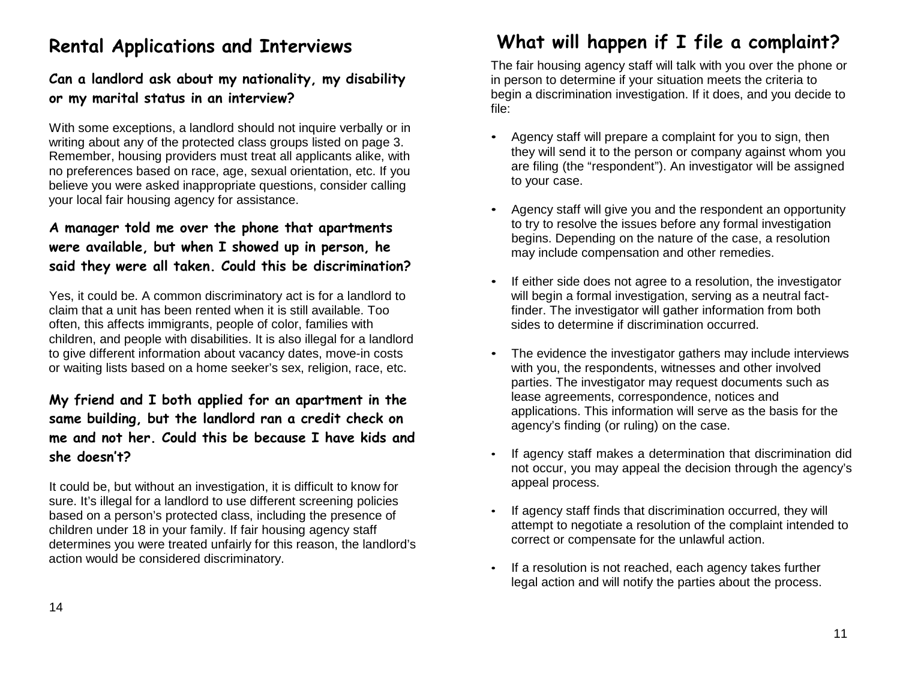## Rental Applications and Interviews

### Can a landlord ask about my nationality, my disability or my marital status in an interview?

With some exceptions, a landlord should not inquire verbally or in writing about any of the protected class groups listed on page 3. Remember, housing providers must treat all applicants alike, with no preferences based on race, age, sexual orientation, etc. If you believe you were asked inappropriate questions, consider calling your local fair housing agency for assistance.

### A manager told me over the phone that apartments were available, but when I showed up in person, he said they were all taken. Could this be discrimination?

Yes, it could be. A common discriminatory act is for a landlord to claim that a unit has been rented when it is still available. Too often, this affects immigrants, people of color, families with children, and people with disabilities. It is also illegal for a landlord to give different information about vacancy dates, move-in costs or waiting lists based on a home seeker's sex, religion, race, etc.

### My friend and I both applied for an apartment in the same building, but the landlord ran a credit check on me and not her. Could this be because I have kids and she doesn't?

It could be, but without an investigation, it is difficult to know for sure. It's illegal for a landlord to use different screening policies based on a person's protected class, including the presence of children under 18 in your family. If fair housing agency staff determines you were treated unfairly for this reason, the landlord's action would be considered discriminatory.

## What will happen if I file a complaint?

The fair housing agency staff will talk with you over the phone or in person to determine if your situation meets the criteria to begin a discrimination investigation. If it does, and you decide to file:

- Agency staff will prepare a complaint for you to sign, then they will send it to the person or company against whom you are filing (the "respondent"). An investigator will be assigned to your case.
- Agency staff will give you and the respondent an opportunity to try to resolve the issues before any formal investigation begins. Depending on the nature of the case, a resolution may include compensation and other remedies.
- If either side does not agree to a resolution, the investigator will begin a formal investigation, serving as a neutral fact-finder. The investigator will gather information from both sides to determine if discrimination occurred.
- The evidence the investigator gathers may include interviews with you, the respondents, witnesses and other involved parties. The investigator may request documents such as lease agreements, correspondence, notices and applications. This information will serve as the basis for the agency's finding (or ruling) on the case.
- If agency staff makes a determination that discrimination did not occur, you may appeal the decision through the agency's appeal process.
- If agency staff finds that discrimination occurred, they will attempt to negotiate a resolution of the complaint intended to correct or compensate for the unlawful action.
- If a resolution is not reached, each agency takes further legal action and will notify the parties about the process.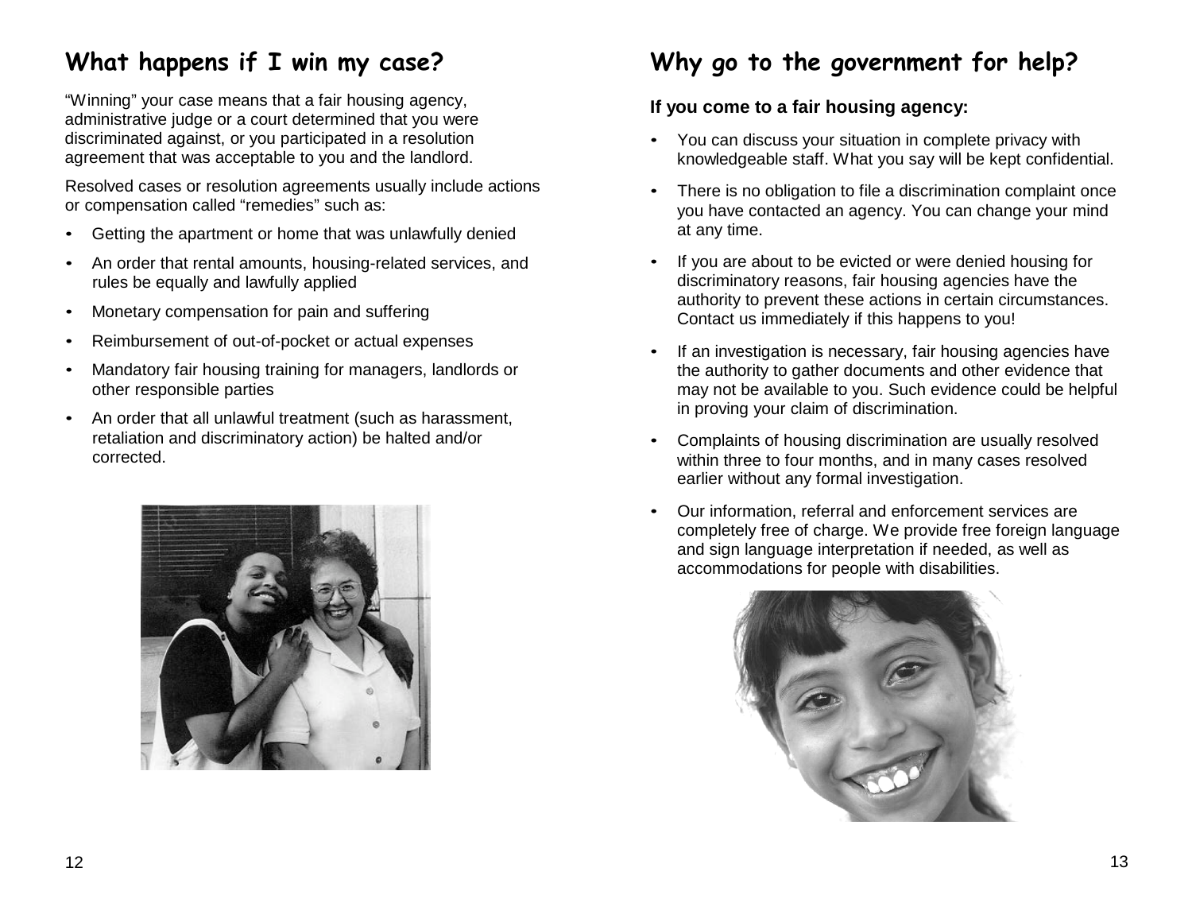## What happens if I win my case?

"Winning" your case means that a fair housing agency, administrative judge or a court determined that you were discriminated against, or you participated in a resolution agreement that was acceptable to you and the landlord.

Resolved cases or resolution agreements usually include actions or compensation called "remedies" such as:

- Getting the apartment or home that was unlawfully denied
- An order that rental amounts, housing-related services, and rules be equally and lawfully applied
- Monetary compensation for pain and suffering
- Reimbursement of out-of-pocket or actual expenses
- Mandatory fair housing training for managers, landlords or other responsible parties
- An order that all unlawful treatment (such as harassment, retaliation and discriminatory action) be halted and/or corrected.

## Why go to the government for help?

**If you come to a fair housing agency:**

- You can discuss your situation in complete privacy with knowledgeable staff. What you say will be kept confidential.
- There is no obligation to file a discrimination complaint once you have contacted an agency. You can change your mind at any time.
- If you are about to be evicted or were denied housing for discriminatory reasons, fair housing agencies have the authority to prevent these actions in certain circumstances. Contact us immediately if this happens to you!
- If an investigation is necessary, fair housing agencies have the authority to gather documents and other evidence that may not be available to you. Such evidence could be helpful in proving your claim of discrimination.
- Complaints of housing discrimination are usually resolved within three to four months, and in many cases resolved earlier without any formal investigation.
- Our information, referral and enforcement services are completely free of charge. We provide free foreign language and sign language interpretation if needed, as well as accommodations for people with disabilities.